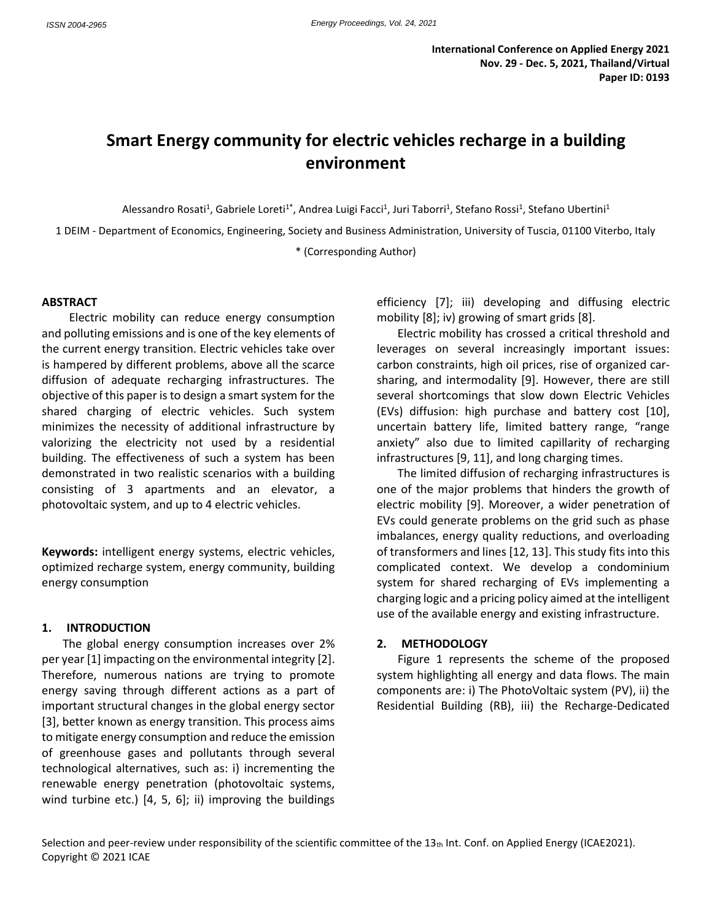# Smart Energy community for electric vehicles recharge in a building environment

Alessandro Rosati[1], Gabriele Loreti[1*], Andrea Luigi Facci[1], Juri Taborri[1], Stefano Rossi[1], Stefano Ubertini[1]

1 DEIM - Department of Economics, Engineering, Society and Business Administration, University of Tuscia, 01100 Viterbo, Italy

\* (Corresponding Author)

## ABSTRACT

Electric mobility can reduce energy consumption and polluting emissions and is one of the key elements of the current energy transition. Electric vehicles take over is hampered by different problems, above all the scarce diffusion of adequate recharging infrastructures. The objective of this paper is to design a smart system for the shared charging of electric vehicles. Such system minimizes the necessity of additional infrastructure by valorizing the electricity not used by a residential building. The effectiveness of such a system has been demonstrated in two realistic scenarios with a building consisting of 3 apartments and an elevator, a photovoltaic system, and up to 4 electric vehicles.

**Keywords:** intelligent energy systems, electric vehicles, optimized recharge system, energy community, building energy consumption

## 1. INTRODUCTION

The global energy consumption increases over 2% per year [1] impacting on the environmental integrity [2]. Therefore, numerous nations are trying to promote energy saving through different actions as a part of important structural changes in the global energy sector [3], better known as energy transition. This process aims to mitigate energy consumption and reduce the emission of greenhouse gases and pollutants through several technological alternatives, such as: i) incrementing the renewable energy penetration (photovoltaic systems, wind turbine etc.) [4, 5, 6]; ii) improving the buildings efficiency [7]; iii) developing and diffusing electric mobility [8]; iv) growing of smart grids [8].

Electric mobility has crossed a critical threshold and leverages on several increasingly important issues: carbon constraints, high oil prices, rise of organized car-sharing, and intermodality [9]. However, there are still several shortcomings that slow down Electric Vehicles (EVs) diffusion: high purchase and battery cost [10], uncertain battery life, limited battery range, "range anxiety" also due to limited capillarity of recharging infrastructures [9, 11], and long charging times.

The limited diffusion of recharging infrastructures is one of the major problems that hinders the growth of electric mobility [9]. Moreover, a wider penetration of EVs could generate problems on the grid such as phase imbalances, energy quality reductions, and overloading of transformers and lines [12, 13]. This study fits into this complicated context. We develop a condominium system for shared recharging of EVs implementing a charging logic and a pricing policy aimed at the intelligent use of the available energy and existing infrastructure.

## 2. METHODOLOGY

Figure 1 represents the scheme of the proposed system highlighting all energy and data flows. The main components are: i) The PhotoVoltaic system (PV), ii) the Residential Building (RB), iii) the Recharge-Dedicated

Selection and peer-review under responsibility of the scientific committee of the $13_{th}$ Int. Conf. on Applied Energy (ICAE2021).
Copyright © 2021 ICAE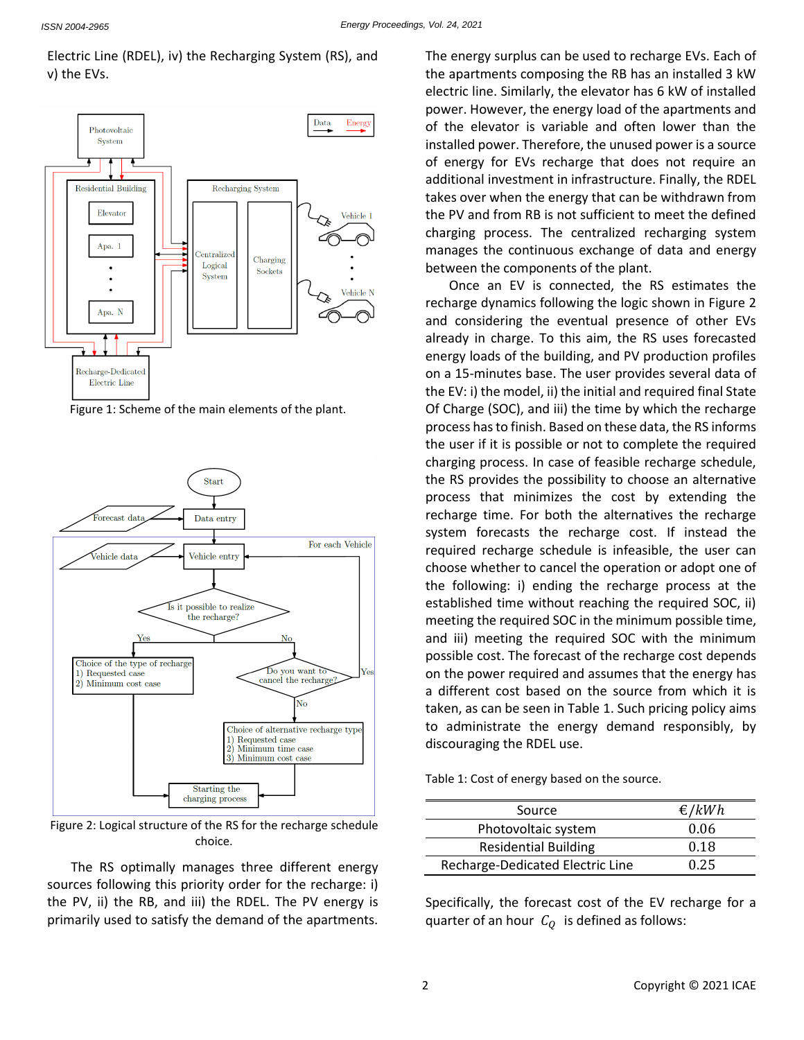Electric Line (RDEL), iv) the Recharging System (RS), and v) the EVs.

Figure 1: Scheme of the main elements of the plant.

Figure 2: Logical structure of the RS for the recharge schedule choice.

The RS optimally manages three different energy sources following this priority order for the recharge: i) the PV, ii) the RB, and iii) the RDEL. The PV energy is primarily used to satisfy the demand of the apartments. The energy surplus can be used to recharge EVs. Each of the apartments composing the RB has an installed 3 kW electric line. Similarly, the elevator has 6 kW of installed power. However, the energy load of the apartments and of the elevator is variable and often lower than the installed power. Therefore, the unused power is a source of energy for EVs recharge that does not require an additional investment in infrastructure. Finally, the RDEL takes over when the energy that can be withdrawn from the PV and from RB is not sufficient to meet the defined charging process. The centralized recharging system manages the continuous exchange of data and energy between the components of the plant.

Once an EV is connected, the RS estimates the recharge dynamics following the logic shown in Figure 2 and considering the eventual presence of other EVs already in charge. To this aim, the RS uses forecasted energy loads of the building, and PV production profiles on a 15-minutes base. The user provides several data of the EV: i) the model, ii) the initial and required final State Of Charge (SOC), and iii) the time by which the recharge process has to finish. Based on these data, the RS informs the user if it is possible or not to complete the required charging process. In case of feasible recharge schedule, the RS provides the possibility to choose an alternative process that minimizes the cost by extending the recharge time. For both the alternatives the recharge system forecasts the recharge cost. If instead the required recharge schedule is infeasible, the user can choose whether to cancel the operation or adopt one of the following: i) ending the recharge process at the established time without reaching the required SOC, ii) meeting the required SOC in the minimum possible time, and iii) meeting the required SOC with the minimum possible cost. The forecast of the recharge cost depends on the power required and assumes that the energy has a different cost based on the source from which it is taken, as can be seen in Table 1. Such pricing policy aims to administrate the energy demand responsibly, by discouraging the RDEL use.

Table 1: Cost of energy based on the source.

| Source | $€/kWh$ |
|---|---|
| Photovoltaic system | 0.06 |
| Residential Building | 0.18 |
| Recharge-Dedicated Electric Line | 0.25 |

Specifically, the forecast cost of the EV recharge for a quarter of an hour $C_Q$ is defined as follows: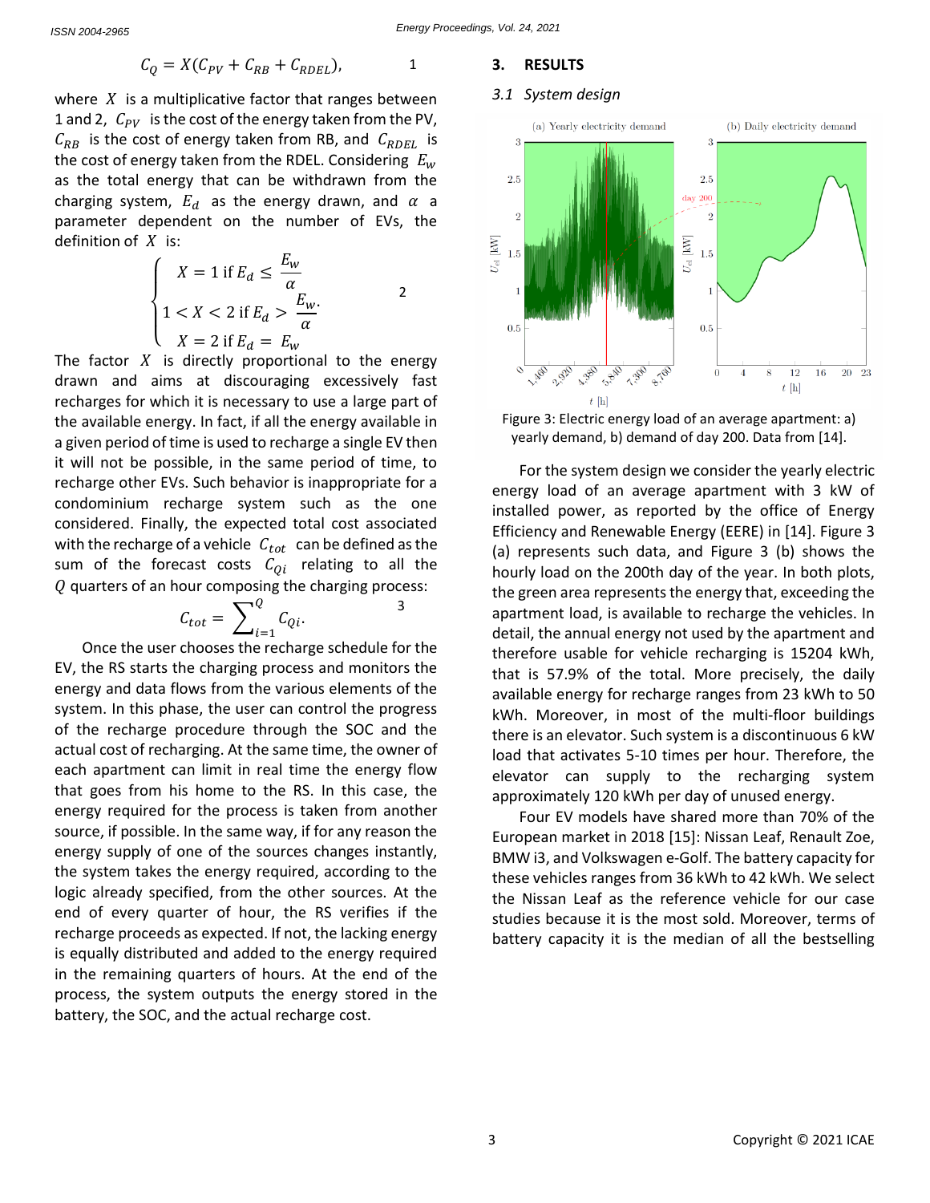$$C_Q = X(C_{PV} + C_{RB} + C_{RDEL}), \quad 1$$

where $X$ is a multiplicative factor that ranges between 1 and 2, $C_{PV}$ is the cost of the energy taken from the PV, $C_{RB}$ is the cost of energy taken from RB, and $C_{RDEL}$ is the cost of energy taken from the RDEL. Considering $E_w$ as the total energy that can be withdrawn from the charging system, $E_d$ as the energy drawn, and $\alpha$ a parameter dependent on the number of EVs, the definition of $X$ is:

$$\begin{cases} X = 1 \text{ if } E_d \leq \dfrac{E_w}{\alpha} \\ 1 < X < 2 \text{ if } E_d > \dfrac{E_w}{\alpha} \\ X = 2 \text{ if } E_d = E_w \end{cases} \quad 2$$

The factor $X$ is directly proportional to the energy drawn and aims at discouraging excessively fast recharges for which it is necessary to use a large part of the available energy. In fact, if all the energy available in a given period of time is used to recharge a single EV then it will not be possible, in the same period of time, to recharge other EVs. Such behavior is inappropriate for a condominium recharge system such as the one considered. Finally, the expected total cost associated with the recharge of a vehicle $C_{tot}$ can be defined as the sum of the forecast costs $C_{Qi}$ relating to all the $Q$ quarters of an hour composing the charging process:

$$C_{tot} = \sum_{i=1}^{Q} C_{Qi}. \quad 3$$

Once the user chooses the recharge schedule for the EV, the RS starts the charging process and monitors the energy and data flows from the various elements of the system. In this phase, the user can control the progress of the recharge procedure through the SOC and the actual cost of recharging. At the same time, the owner of each apartment can limit in real time the energy flow that goes from his home to the RS. In this case, the energy required for the process is taken from another source, if possible. In the same way, if for any reason the energy supply of one of the sources changes instantly, the system takes the energy required, according to the logic already specified, from the other sources. At the end of every quarter of hour, the RS verifies if the recharge proceeds as expected. If not, the lacking energy is equally distributed and added to the energy required in the remaining quarters of hours. At the end of the process, the system outputs the energy stored in the battery, the SOC, and the actual recharge cost.

## 3. RESULTS

### 3.1 System design

Figure 3: Electric energy load of an average apartment: a) yearly demand, b) demand of day 200. Data from [14].

For the system design we consider the yearly electric energy load of an average apartment with 3 kW of installed power, as reported by the office of Energy Efficiency and Renewable Energy (EERE) in [14]. Figure 3 (a) represents such data, and Figure 3 (b) shows the hourly load on the 200th day of the year. In both plots, the green area represents the energy that, exceeding the apartment load, is available to recharge the vehicles. In detail, the annual energy not used by the apartment and therefore usable for vehicle recharging is 15204 kWh, that is 57.9% of the total. More precisely, the daily available energy for recharge ranges from 23 kWh to 50 kWh. Moreover, in most of the multi-floor buildings there is an elevator. Such system is a discontinuous 6 kW load that activates 5-10 times per hour. Therefore, the elevator can supply to the recharging system approximately 120 kWh per day of unused energy.

Four EV models have shared more than 70% of the European market in 2018 [15]: Nissan Leaf, Renault Zoe, BMW i3, and Volkswagen e-Golf. The battery capacity for these vehicles ranges from 36 kWh to 42 kWh. We select the Nissan Leaf as the reference vehicle for our case studies because it is the most sold. Moreover, terms of battery capacity it is the median of all the bestselling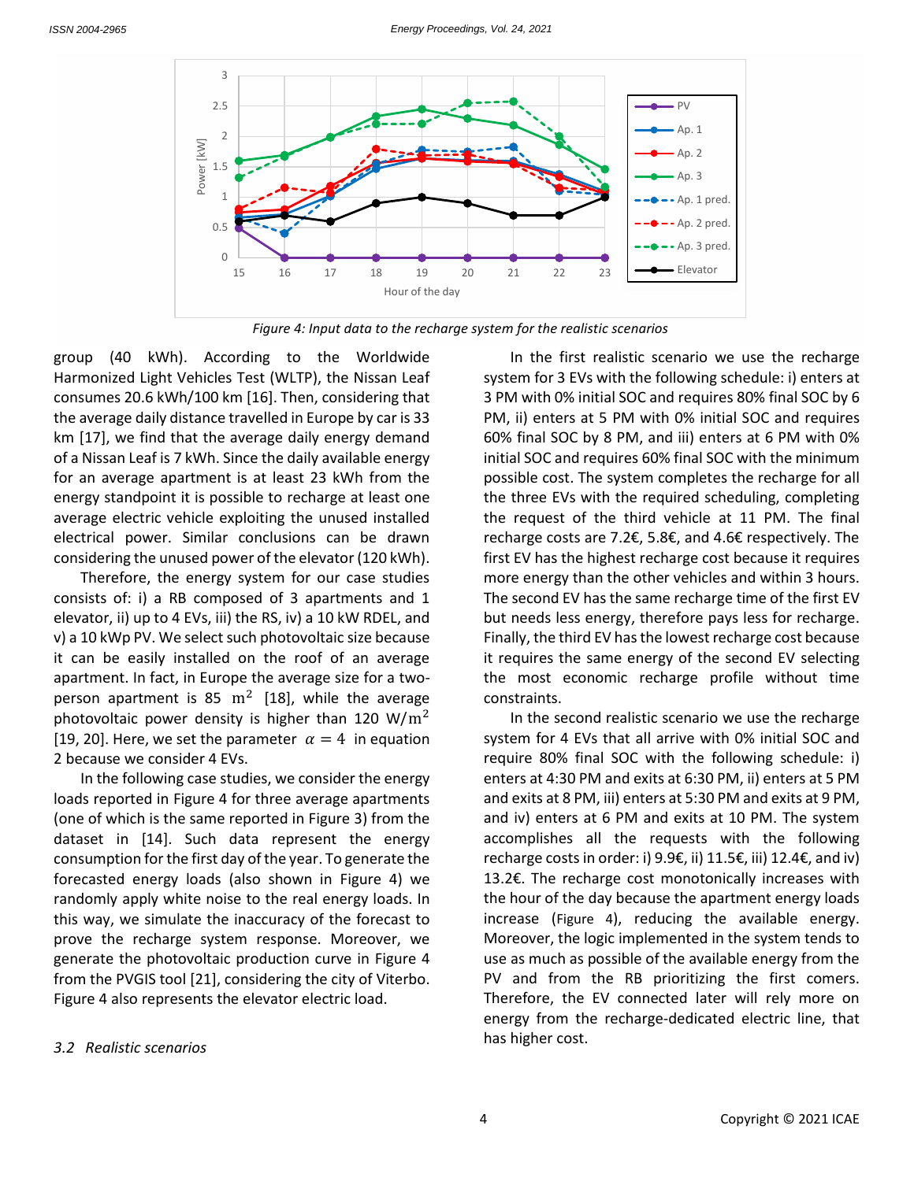Figure 4: Input data to the recharge system for the realistic scenarios

group (40 kWh). According to the Worldwide Harmonized Light Vehicles Test (WLTP), the Nissan Leaf consumes 20.6 kWh/100 km [16]. Then, considering that the average daily distance travelled in Europe by car is 33 km [17], we find that the average daily energy demand of a Nissan Leaf is 7 kWh. Since the daily available energy for an average apartment is at least 23 kWh from the energy standpoint it is possible to recharge at least one average electric vehicle exploiting the unused installed electrical power. Similar conclusions can be drawn considering the unused power of the elevator (120 kWh).

Therefore, the energy system for our case studies consists of: i) a RB composed of 3 apartments and 1 elevator, ii) up to 4 EVs, iii) the RS, iv) a 10 kW RDEL, and v) a 10 kWp PV. We select such photovoltaic size because it can be easily installed on the roof of an average apartment. In fact, in Europe the average size for a two-person apartment is 85 $\mathrm{m}^2$ [18], while the average photovoltaic power density is higher than 120 $\mathrm{W/m}^2$ [19, 20]. Here, we set the parameter $\alpha = 4$ in equation 2 because we consider 4 EVs.

In the following case studies, we consider the energy loads reported in Figure 4 for three average apartments (one of which is the same reported in Figure 3) from the dataset in [14]. Such data represent the energy consumption for the first day of the year. To generate the forecasted energy loads (also shown in Figure 4) we randomly apply white noise to the real energy loads. In this way, we simulate the inaccuracy of the forecast to prove the recharge system response. Moreover, we generate the photovoltaic production curve in Figure 4 from the PVGIS tool [21], considering the city of Viterbo. Figure 4 also represents the elevator electric load.

### 3.2 *Realistic scenarios*

In the first realistic scenario we use the recharge system for 3 EVs with the following schedule: i) enters at 3 PM with 0% initial SOC and requires 80% final SOC by 6 PM, ii) enters at 5 PM with 0% initial SOC and requires 60% final SOC by 8 PM, and iii) enters at 6 PM with 0% initial SOC and requires 60% final SOC with the minimum possible cost. The system completes the recharge for all the three EVs with the required scheduling, completing the request of the third vehicle at 11 PM. The final recharge costs are 7.2€, 5.8€, and 4.6€ respectively. The first EV has the highest recharge cost because it requires more energy than the other vehicles and within 3 hours. The second EV has the same recharge time of the first EV but needs less energy, therefore pays less for recharge. Finally, the third EV has the lowest recharge cost because it requires the same energy of the second EV selecting the most economic recharge profile without time constraints.

In the second realistic scenario we use the recharge system for 4 EVs that all arrive with 0% initial SOC and require 80% final SOC with the following schedule: i) enters at 4:30 PM and exits at 6:30 PM, ii) enters at 5 PM and exits at 8 PM, iii) enters at 5:30 PM and exits at 9 PM, and iv) enters at 6 PM and exits at 10 PM. The system accomplishes all the requests with the following recharge costs in order: i) 9.9€, ii) 11.5€, iii) 12.4€, and iv) 13.2€. The recharge cost monotonically increases with the hour of the day because the apartment energy loads increase (Figure 4), reducing the available energy. Moreover, the logic implemented in the system tends to use as much as possible of the available energy from the PV and from the RB prioritizing the first comers. Therefore, the EV connected later will rely more on energy from the recharge-dedicated electric line, that has higher cost.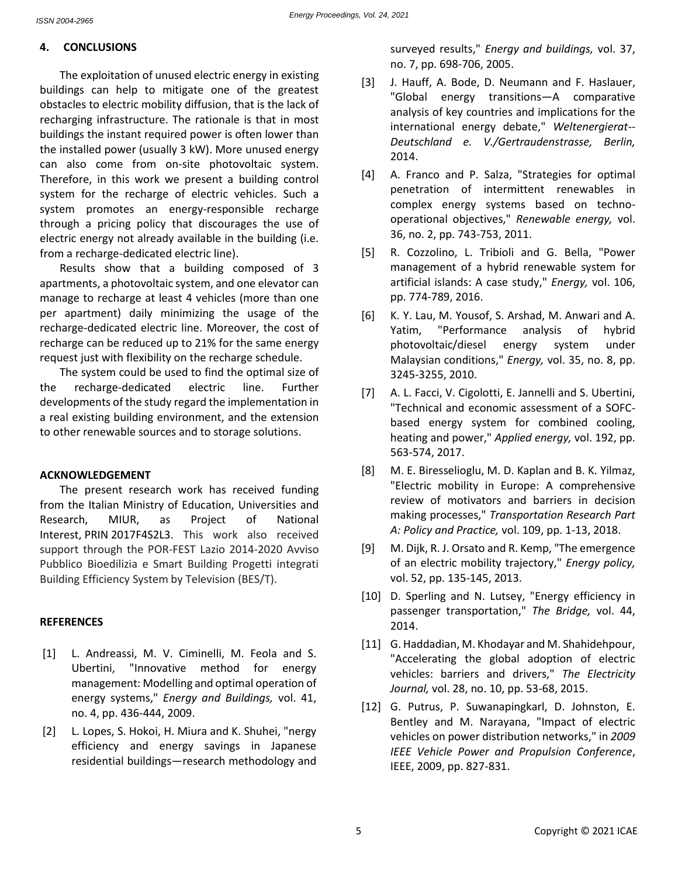## 4. CONCLUSIONS

The exploitation of unused electric energy in existing buildings can help to mitigate one of the greatest obstacles to electric mobility diffusion, that is the lack of recharging infrastructure. The rationale is that in most buildings the instant required power is often lower than the installed power (usually 3 kW). More unused energy can also come from on-site photovoltaic system. Therefore, in this work we present a building control system for the recharge of electric vehicles. Such a system promotes an energy-responsible recharge through a pricing policy that discourages the use of electric energy not already available in the building (i.e. from a recharge-dedicated electric line).

Results show that a building composed of 3 apartments, a photovoltaic system, and one elevator can manage to recharge at least 4 vehicles (more than one per apartment) daily minimizing the usage of the recharge-dedicated electric line. Moreover, the cost of recharge can be reduced up to 21% for the same energy request just with flexibility on the recharge schedule.

The system could be used to find the optimal size of the recharge-dedicated electric line. Further developments of the study regard the implementation in a real existing building environment, and the extension to other renewable sources and to storage solutions.

## ACKNOWLEDGEMENT

The present research work has received funding from the Italian Ministry of Education, Universities and Research, MIUR, as Project of National Interest, PRIN 2017F4S2L3. This work also received support through the POR-FEST Lazio 2014-2020 Avviso Pubblico Bioedilizia e Smart Building Progetti integrati Building Efficiency System by Television (BES/T).

## REFERENCES

[1] L. Andreassi, M. V. Ciminelli, M. Feola and S. Ubertini, "Innovative method for energy management: Modelling and optimal operation of energy systems," *Energy and Buildings,* vol. 41, no. 4, pp. 436-444, 2009.

[2] L. Lopes, S. Hokoi, H. Miura and K. Shuhei, "nergy efficiency and energy savings in Japanese residential buildings—research methodology and surveyed results," *Energy and buildings,* vol. 37, no. 7, pp. 698-706, 2005.

[3] J. Hauff, A. Bode, D. Neumann and F. Haslauer, "Global energy transitions—A comparative analysis of key countries and implications for the international energy debate," *Weltenergierat-- Deutschland e. V./Gertraudenstrasse, Berlin,* 2014.

[4] A. Franco and P. Salza, "Strategies for optimal penetration of intermittent renewables in complex energy systems based on techno-operational objectives," *Renewable energy,* vol. 36, no. 2, pp. 743-753, 2011.

[5] R. Cozzolino, L. Tribioli and G. Bella, "Power management of a hybrid renewable system for artificial islands: A case study," *Energy,* vol. 106, pp. 774-789, 2016.

[6] K. Y. Lau, M. Yousof, S. Arshad, M. Anwari and A. Yatim, "Performance analysis of hybrid photovoltaic/diesel energy system under Malaysian conditions," *Energy,* vol. 35, no. 8, pp. 3245-3255, 2010.

[7] A. L. Facci, V. Cigolotti, E. Jannelli and S. Ubertini, "Technical and economic assessment of a SOFC-based energy system for combined cooling, heating and power," *Applied energy,* vol. 192, pp. 563-574, 2017.

[8] M. E. Biresselioglu, M. D. Kaplan and B. K. Yilmaz, "Electric mobility in Europe: A comprehensive review of motivators and barriers in decision making processes," *Transportation Research Part A: Policy and Practice,* vol. 109, pp. 1-13, 2018.

[9] M. Dijk, R. J. Orsato and R. Kemp, "The emergence of an electric mobility trajectory," *Energy policy,* vol. 52, pp. 135-145, 2013.

[10] D. Sperling and N. Lutsey, "Energy efficiency in passenger transportation," *The Bridge,* vol. 44, 2014.

[11] G. Haddadian, M. Khodayar and M. Shahidehpour, "Accelerating the global adoption of electric vehicles: barriers and drivers," *The Electricity Journal,* vol. 28, no. 10, pp. 53-68, 2015.

[12] G. Putrus, P. Suwanapingkarl, D. Johnston, E. Bentley and M. Narayana, "Impact of electric vehicles on power distribution networks," in *2009 IEEE Vehicle Power and Propulsion Conference*, IEEE, 2009, pp. 827-831.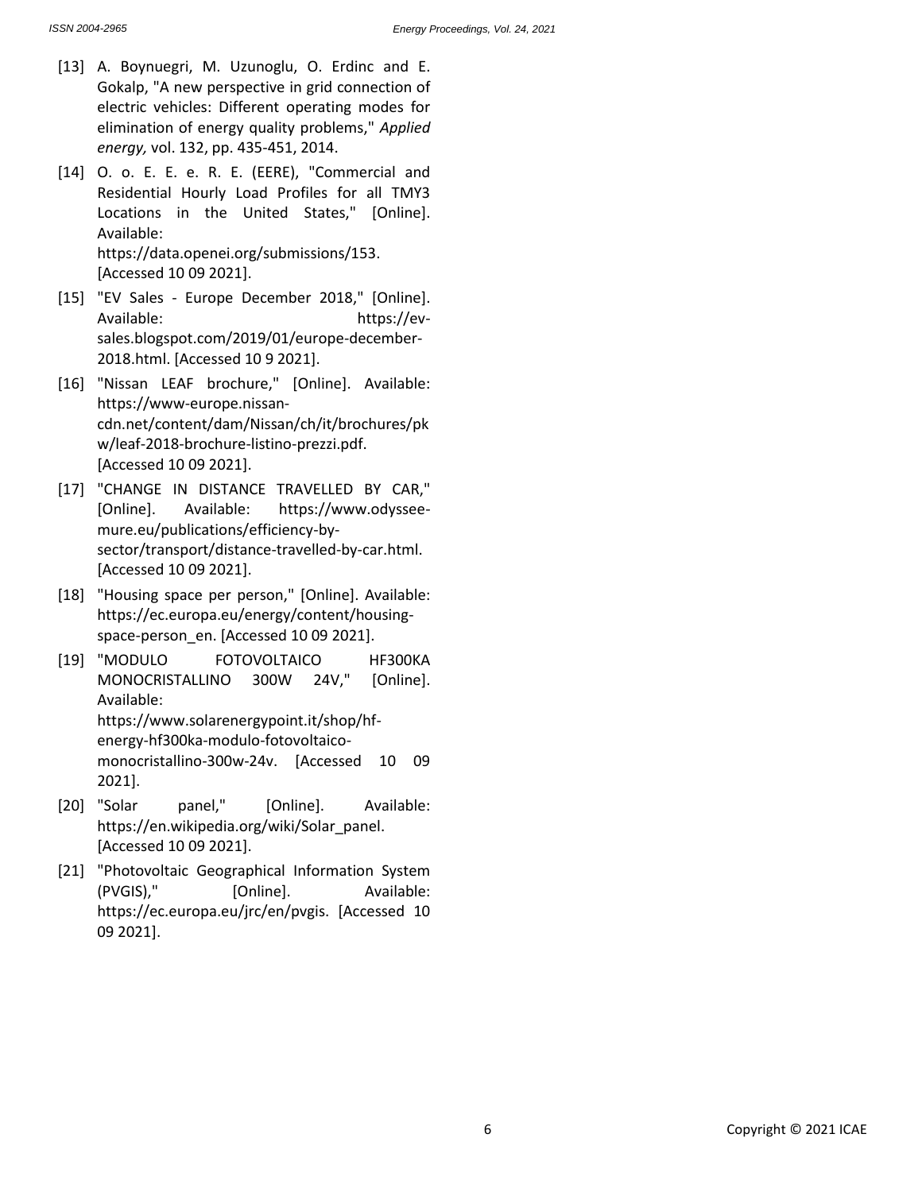[13] A. Boynuegri, M. Uzunoglu, O. Erdinc and E. Gokalp, "A new perspective in grid connection of electric vehicles: Different operating modes for elimination of energy quality problems," *Applied energy,* vol. 132, pp. 435-451, 2014.

[14] O. o. E. E. e. R. E. (EERE), "Commercial and Residential Hourly Load Profiles for all TMY3 Locations in the United States," [Online]. Available: https://data.openei.org/submissions/153. [Accessed 10 09 2021].

[15] "EV Sales - Europe December 2018," [Online]. Available: https://ev-sales.blogspot.com/2019/01/europe-december-2018.html. [Accessed 10 9 2021].

[16] "Nissan LEAF brochure," [Online]. Available: https://www-europe.nissan-cdn.net/content/dam/Nissan/ch/it/brochures/pkw/leaf-2018-brochure-listino-prezzi.pdf. [Accessed 10 09 2021].

[17] "CHANGE IN DISTANCE TRAVELLED BY CAR," [Online]. Available: https://www.odyssee-mure.eu/publications/efficiency-by-sector/transport/distance-travelled-by-car.html. [Accessed 10 09 2021].

[18] "Housing space per person," [Online]. Available: https://ec.europa.eu/energy/content/housing-space-person_en. [Accessed 10 09 2021].

[19] "MODULO FOTOVOLTAICO HF300KA MONOCRISTALLINO 300W 24V," [Online]. Available: https://www.solarenergypoint.it/shop/hf-energy-hf300ka-modulo-fotovoltaico-monocristallino-300w-24v. [Accessed 10 09 2021].

[20] "Solar panel," [Online]. Available: https://en.wikipedia.org/wiki/Solar_panel. [Accessed 10 09 2021].

[21] "Photovoltaic Geographical Information System (PVGIS)," [Online]. Available: https://ec.europa.eu/jrc/en/pvgis. [Accessed 10 09 2021].